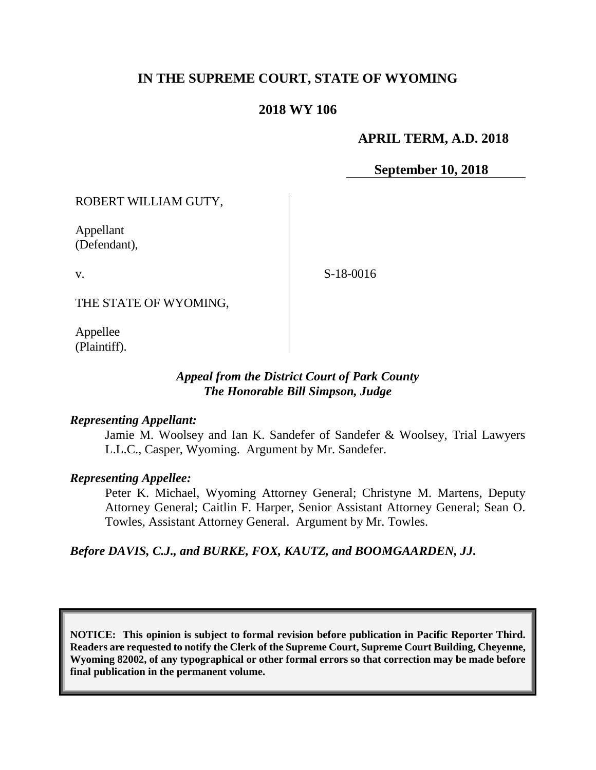# IN THE SUPREME COURT, STATE OF WYOMING

## 2018 WY 106

**APRIL TERM, A.D. 2018**

**September 10, 2018**

ROBERT WILLIAM GUTY,

Appellant (Defendant),

v.

THE STATE OF WYOMING,

Appellee (Plaintiff).

S-18-0016

***Appeal from the District Court of Park County***
***The Honorable Bill Simpson, Judge***

***Representing Appellant:***

Jamie M. Woolsey and Ian K. Sandefer of Sandefer & Woolsey, Trial Lawyers L.L.C., Casper, Wyoming. Argument by Mr. Sandefer.

***Representing Appellee:***

Peter K. Michael, Wyoming Attorney General; Christyne M. Martens, Deputy Attorney General; Caitlin F. Harper, Senior Assistant Attorney General; Sean O. Towles, Assistant Attorney General. Argument by Mr. Towles.

***Before DAVIS, C.J., and BURKE, FOX, KAUTZ, and BOOMGAARDEN, JJ.***

**NOTICE: This opinion is subject to formal revision before publication in Pacific Reporter Third. Readers are requested to notify the Clerk of the Supreme Court, Supreme Court Building, Cheyenne, Wyoming 82002, of any typographical or other formal errors so that correction may be made before final publication in the permanent volume.**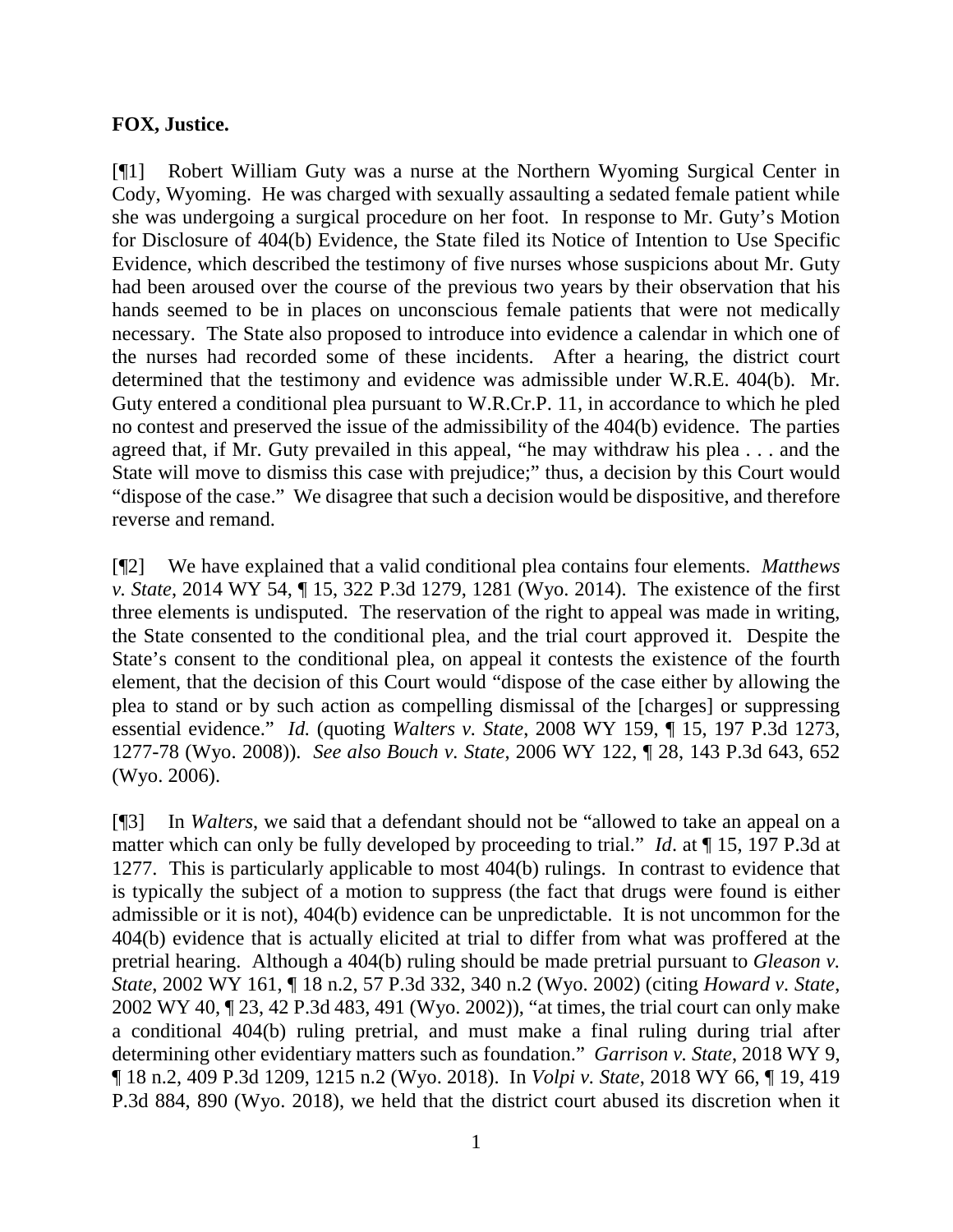**FOX, Justice.**

[¶1] Robert William Guty was a nurse at the Northern Wyoming Surgical Center in Cody, Wyoming. He was charged with sexually assaulting a sedated female patient while she was undergoing a surgical procedure on her foot. In response to Mr. Guty's Motion for Disclosure of 404(b) Evidence, the State filed its Notice of Intention to Use Specific Evidence, which described the testimony of five nurses whose suspicions about Mr. Guty had been aroused over the course of the previous two years by their observation that his hands seemed to be in places on unconscious female patients that were not medically necessary. The State also proposed to introduce into evidence a calendar in which one of the nurses had recorded some of these incidents. After a hearing, the district court determined that the testimony and evidence was admissible under W.R.E. 404(b). Mr. Guty entered a conditional plea pursuant to W.R.Cr.P. 11, in accordance to which he pled no contest and preserved the issue of the admissibility of the 404(b) evidence. The parties agreed that, if Mr. Guty prevailed in this appeal, "he may withdraw his plea . . . and the State will move to dismiss this case with prejudice;" thus, a decision by this Court would "dispose of the case." We disagree that such a decision would be dispositive, and therefore reverse and remand.

[¶2] We have explained that a valid conditional plea contains four elements. *Matthews v. State*, 2014 WY 54, ¶ 15, 322 P.3d 1279, 1281 (Wyo. 2014). The existence of the first three elements is undisputed. The reservation of the right to appeal was made in writing, the State consented to the conditional plea, and the trial court approved it. Despite the State's consent to the conditional plea, on appeal it contests the existence of the fourth element, that the decision of this Court would "dispose of the case either by allowing the plea to stand or by such action as compelling dismissal of the [charges] or suppressing essential evidence." *Id.* (quoting *Walters v. State*, 2008 WY 159, ¶ 15, 197 P.3d 1273, 1277-78 (Wyo. 2008)). *See also Bouch v. State*, 2006 WY 122, ¶ 28, 143 P.3d 643, 652 (Wyo. 2006).

[¶3] In *Walters*, we said that a defendant should not be "allowed to take an appeal on a matter which can only be fully developed by proceeding to trial." *Id*. at ¶ 15, 197 P.3d at 1277. This is particularly applicable to most 404(b) rulings. In contrast to evidence that is typically the subject of a motion to suppress (the fact that drugs were found is either admissible or it is not), 404(b) evidence can be unpredictable. It is not uncommon for the 404(b) evidence that is actually elicited at trial to differ from what was proffered at the pretrial hearing. Although a 404(b) ruling should be made pretrial pursuant to *Gleason v. State*, 2002 WY 161, ¶ 18 n.2, 57 P.3d 332, 340 n.2 (Wyo. 2002) (citing *Howard v. State*, 2002 WY 40, ¶ 23, 42 P.3d 483, 491 (Wyo. 2002)), "at times, the trial court can only make a conditional 404(b) ruling pretrial, and must make a final ruling during trial after determining other evidentiary matters such as foundation." *Garrison v. State*, 2018 WY 9, ¶ 18 n.2, 409 P.3d 1209, 1215 n.2 (Wyo. 2018). In *Volpi v. State*, 2018 WY 66, ¶ 19, 419 P.3d 884, 890 (Wyo. 2018), we held that the district court abused its discretion when it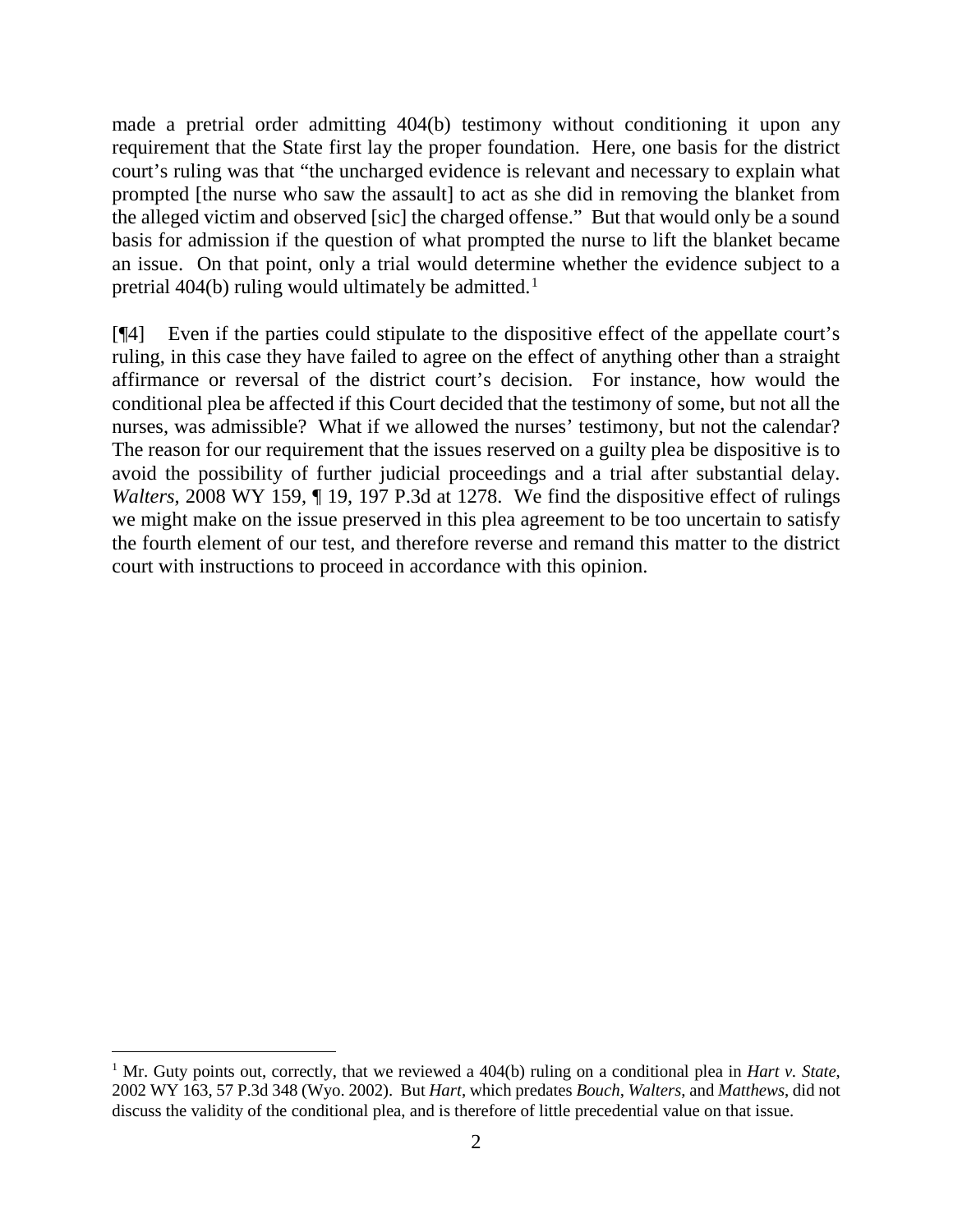made a pretrial order admitting 404(b) testimony without conditioning it upon any requirement that the State first lay the proper foundation. Here, one basis for the district court's ruling was that "the uncharged evidence is relevant and necessary to explain what prompted [the nurse who saw the assault] to act as she did in removing the blanket from the alleged victim and observed [sic] the charged offense." But that would only be a sound basis for admission if the question of what prompted the nurse to lift the blanket became an issue. On that point, only a trial would determine whether the evidence subject to a pretrial 404(b) ruling would ultimately be admitted.[1]

[¶4] Even if the parties could stipulate to the dispositive effect of the appellate court's ruling, in this case they have failed to agree on the effect of anything other than a straight affirmance or reversal of the district court's decision. For instance, how would the conditional plea be affected if this Court decided that the testimony of some, but not all the nurses, was admissible? What if we allowed the nurses' testimony, but not the calendar? The reason for our requirement that the issues reserved on a guilty plea be dispositive is to avoid the possibility of further judicial proceedings and a trial after substantial delay. *Walters*, 2008 WY 159, ¶ 19, 197 P.3d at 1278. We find the dispositive effect of rulings we might make on the issue preserved in this plea agreement to be too uncertain to satisfy the fourth element of our test, and therefore reverse and remand this matter to the district court with instructions to proceed in accordance with this opinion.

---

[1] Mr. Guty points out, correctly, that we reviewed a 404(b) ruling on a conditional plea in *Hart v. State*, 2002 WY 163, 57 P.3d 348 (Wyo. 2002). But *Hart*, which predates *Bouch*, *Walters*, and *Matthews*, did not discuss the validity of the conditional plea, and is therefore of little precedential value on that issue.